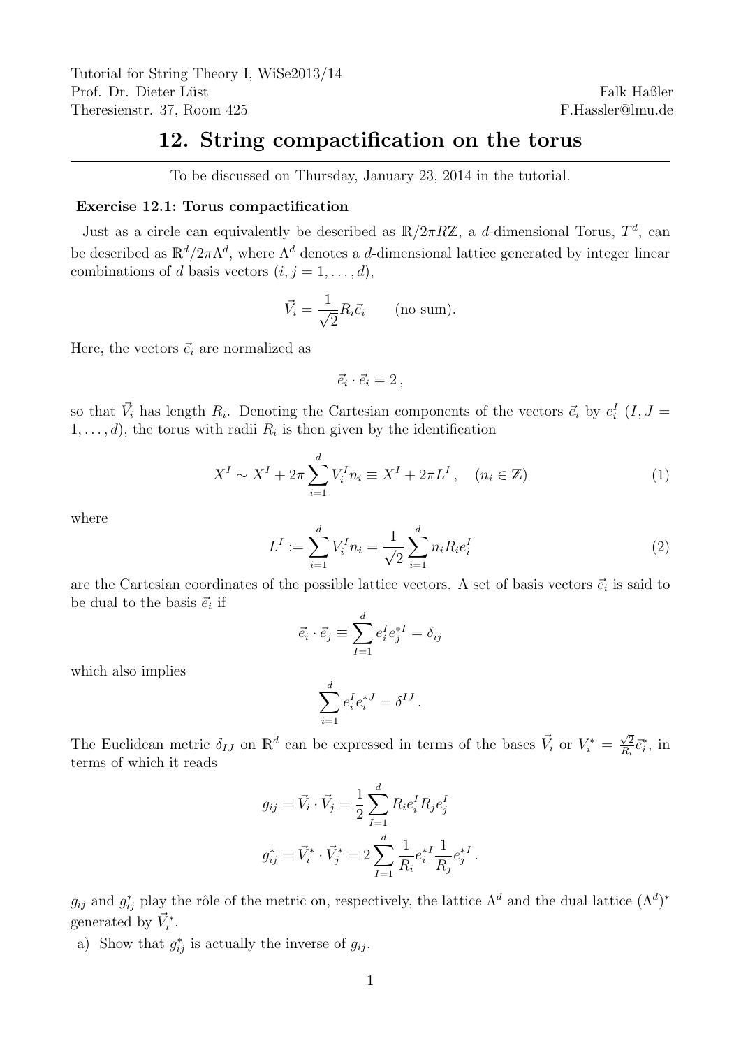Tutorial for String Theory I, WiSe2013/14
Prof. Dr. Dieter Lüst
Theresienstr. 37, Room 425

Falk Haßler
F.Hassler@lmu.de

# 12. String compactification on the torus

To be discussed on Thursday, January 23, 2014 in the tutorial.

### Exercise 12.1: Torus compactification

Just as a circle can equivalently be described as $\mathbb{R}/2\pi R\mathbb{Z}$, a $d$-dimensional Torus, $T^d$, can be described as $\mathbb{R}^d/2\pi\Lambda^d$, where $\Lambda^d$ denotes a $d$-dimensional lattice generated by integer linear combinations of $d$ basis vectors ($i, j = 1, \ldots, d$),

$$\vec{V}_i = \frac{1}{\sqrt{2}} R_i \vec{e}_i \qquad \text{(no sum)}.$$

Here, the vectors $\vec{e}_i$ are normalized as

$$\vec{e}_i \cdot \vec{e}_i = 2\,,$$

so that $\vec{V}_i$ has length $R_i$. Denoting the Cartesian components of the vectors $\vec{e}_i$ by $e_i^I$ ($I, J = 1, \ldots, d$), the torus with radii $R_i$ is then given by the identification

$$X^I \sim X^I + 2\pi \sum_{i=1}^{d} V_i^I n_i \equiv X^I + 2\pi L^I\,, \quad (n_i \in \mathbb{Z}) \tag{1}$$

where

$$L^I := \sum_{i=1}^{d} V_i^I n_i = \frac{1}{\sqrt{2}} \sum_{i=1}^{d} n_i R_i e_i^I \tag{2}$$

are the Cartesian coordinates of the possible lattice vectors. A set of basis vectors $\vec{e}_i$ is said to be dual to the basis $\vec{e}_i$ if

$$\vec{e}_i \cdot \vec{e}_j \equiv \sum_{I=1}^{d} e_i^I e_j^{*I} = \delta_{ij}$$

which also implies

$$\sum_{i=1}^{d} e_i^I e_i^{*J} = \delta^{IJ}\,.$$

The Euclidean metric $\delta_{IJ}$ on $\mathbb{R}^d$ can be expressed in terms of the bases $\vec{V}_i$ or $V_i^* = \frac{\sqrt{2}}{R_i}\vec{e}_i^*$, in terms of which it reads

$$g_{ij} = \vec{V}_i \cdot \vec{V}_j = \frac{1}{2} \sum_{I=1}^{d} R_i e_i^I R_j e_j^I$$

$$g_{ij}^* = \vec{V}_i^* \cdot \vec{V}_j^* = 2 \sum_{I=1}^{d} \frac{1}{R_i} e_i^{*I} \frac{1}{R_j} e_j^{*I}\,.$$

$g_{ij}$ and $g_{ij}^*$ play the rôle of the metric on, respectively, the lattice $\Lambda^d$ and the dual lattice $(\Lambda^d)^*$ generated by $\vec{V}_i^*$.

a) Show that $g_{ij}^*$ is actually the inverse of $g_{ij}$.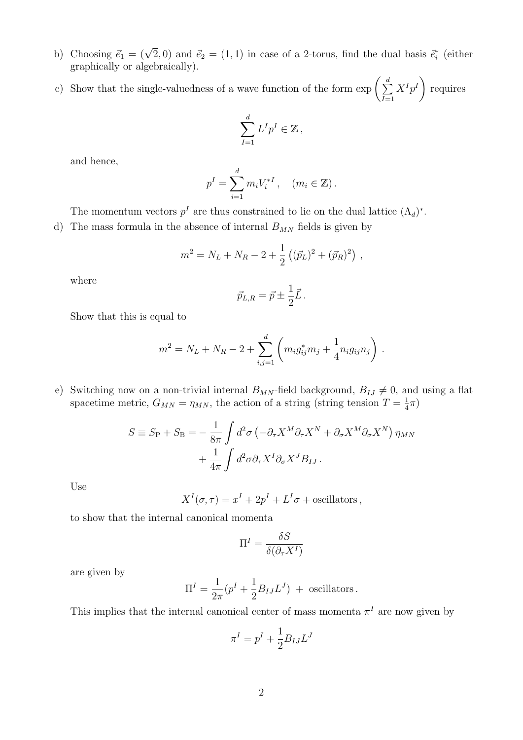b) Choosing $\vec{e}_1 = (\sqrt{2}, 0)$ and $\vec{e}_2 = (1,1)$ in case of a 2-torus, find the dual basis $\vec{e}_i^*$ (either graphically or algebraically).

c) Show that the single-valuedness of a wave function of the form $\exp\left(\sum_{I=1}^{d} X^I p^I\right)$ requires

$$\sum_{I=1}^{d} L^I p^I \in \mathbb{Z}\,,$$

and hence,

$$p^I = \sum_{i=1}^{d} m_i V_i^{*I}\,, \quad (m_i \in \mathbb{Z})\,.$$

The momentum vectors $p^I$ are thus constrained to lie on the dual lattice $(\Lambda_d)^*$.

d) The mass formula in the absence of internal $B_{MN}$ fields is given by

$$m^2 = N_L + N_R - 2 + \frac{1}{2}\left((\vec{p}_L)^2 + (\vec{p}_R)^2\right)\,,$$

where

$$\vec{p}_{L,R} = \vec{p} \pm \frac{1}{2}\vec{L}\,.$$

Show that this is equal to

$$m^2 = N_L + N_R - 2 + \sum_{i,j=1}^{d}\left(m_i g_{ij}^* m_j + \frac{1}{4} n_i g_{ij} n_j\right)\,.$$

e) Switching now on a non-trivial internal $B_{MN}$-field background, $B_{IJ} \neq 0$, and using a flat spacetime metric, $G_{MN} = \eta_{MN}$, the action of a string (string tension $T = \frac{1}{4}\pi$)

$$S \equiv S_{\mathrm{P}} + S_{\mathrm{B}} = -\frac{1}{8\pi}\int d^2\sigma \left(-\partial_\tau X^M \partial_\tau X^N + \partial_\sigma X^M \partial_\sigma X^N\right)\eta_{MN} + \frac{1}{4\pi}\int d^2\sigma \partial_\tau X^I \partial_\sigma X^J B_{IJ}\,.$$

Use

$$X^I(\sigma,\tau) = x^I + 2p^I + L^I\sigma + \text{oscillators}\,,$$

to show that the internal canonical momenta

$$\Pi^I = \frac{\delta S}{\delta(\partial_\tau X^I)}$$

are given by

$$\Pi^I = \frac{1}{2\pi}(p^I + \frac{1}{2}B_{IJ}L^J) \;+\; \text{oscillators}\,.$$

This implies that the internal canonical center of mass momenta $\pi^I$ are now given by

$$\pi^I = p^I + \frac{1}{2}B_{IJ}L^J$$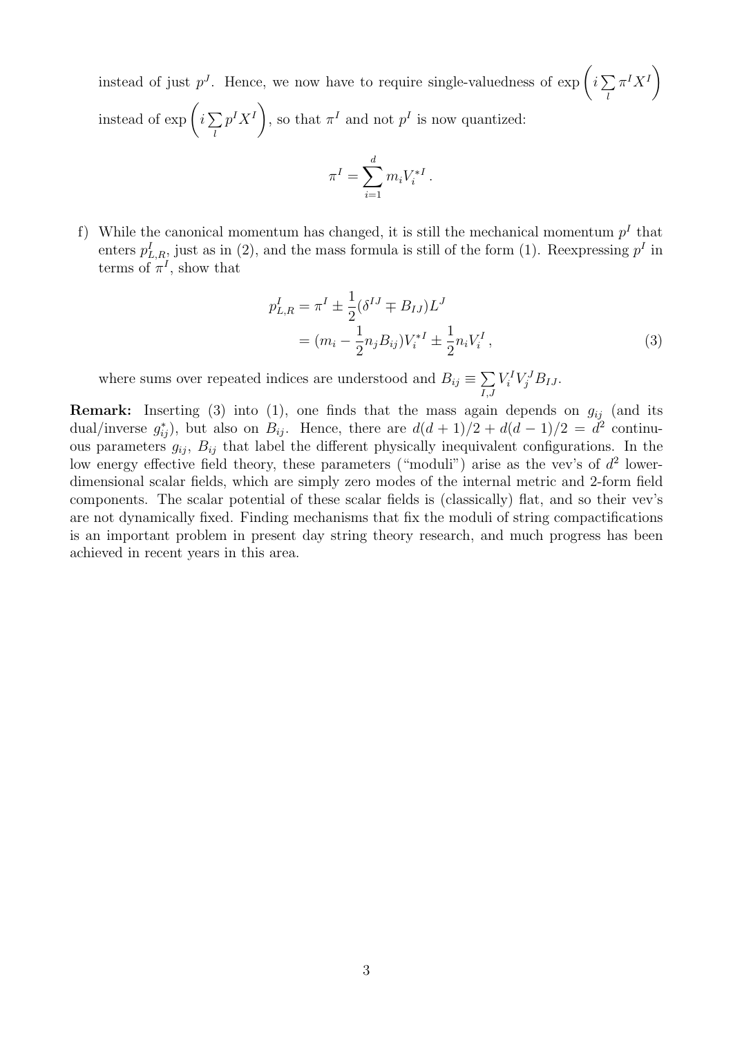instead of just $p^J$. Hence, we now have to require single-valuedness of $\exp\left(i\sum_l \pi^I X^I\right)$ instead of $\exp\left(i\sum_l p^I X^I\right)$, so that $\pi^I$ and not $p^I$ is now quantized:

$$\pi^I = \sum_{i=1}^{d} m_i V_i^{*I}\,.$$

f) While the canonical momentum has changed, it is still the mechanical momentum $p^I$ that enters $p^I_{L,R}$, just as in (2), and the mass formula is still of the form (1). Reexpressing $p^I$ in terms of $\pi^I$, show that

$$\begin{aligned} p^I_{L,R} &= \pi^I \pm \frac{1}{2}(\delta^{IJ} \mp B_{IJ})L^J \\ &= (m_i - \frac{1}{2}n_j B_{ij})V_i^{*I} \pm \frac{1}{2}n_i V_i^I\,, \end{aligned} \tag{3}$$

where sums over repeated indices are understood and $B_{ij} \equiv \sum_{I,J} V_i^I V_j^J B_{IJ}$.

**Remark:** Inserting (3) into (1), one finds that the mass again depends on $g_{ij}$ (and its dual/inverse $g^*_{ij}$), but also on $B_{ij}$. Hence, there are $d(d+1)/2 + d(d-1)/2 = d^2$ continuous parameters $g_{ij}$, $B_{ij}$ that label the different physically inequivalent configurations. In the low energy effective field theory, these parameters ("moduli") arise as the vev's of $d^2$ lower-dimensional scalar fields, which are simply zero modes of the internal metric and 2-form field components. The scalar potential of these scalar fields is (classically) flat, and so their vev's are not dynamically fixed. Finding mechanisms that fix the moduli of string compactifications is an important problem in present day string theory research, and much progress has been achieved in recent years in this area.